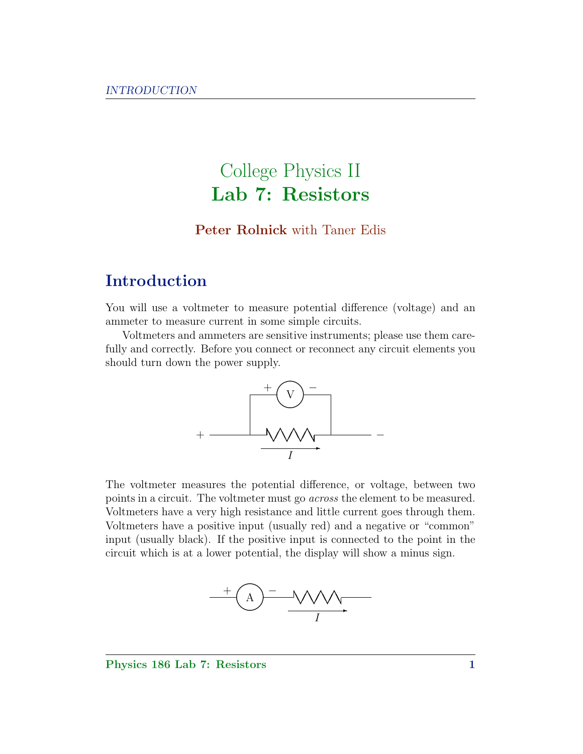# College Physics II
# **Lab 7: Resistors**

**Peter Rolnick** with Taner Edis

## Introduction

You will use a voltmeter to measure potential difference (voltage) and an ammeter to measure current in some simple circuits.

Voltmeters and ammeters are sensitive instruments; please use them carefully and correctly. Before you connect or reconnect any circuit elements you should turn down the power supply.

The voltmeter measures the potential difference, or voltage, between two points in a circuit. The voltmeter must go *across* the element to be measured. Voltmeters have a very high resistance and little current goes through them. Voltmeters have a positive input (usually red) and a negative or "common" input (usually black). If the positive input is connected to the point in the circuit which is at a lower potential, the display will show a minus sign.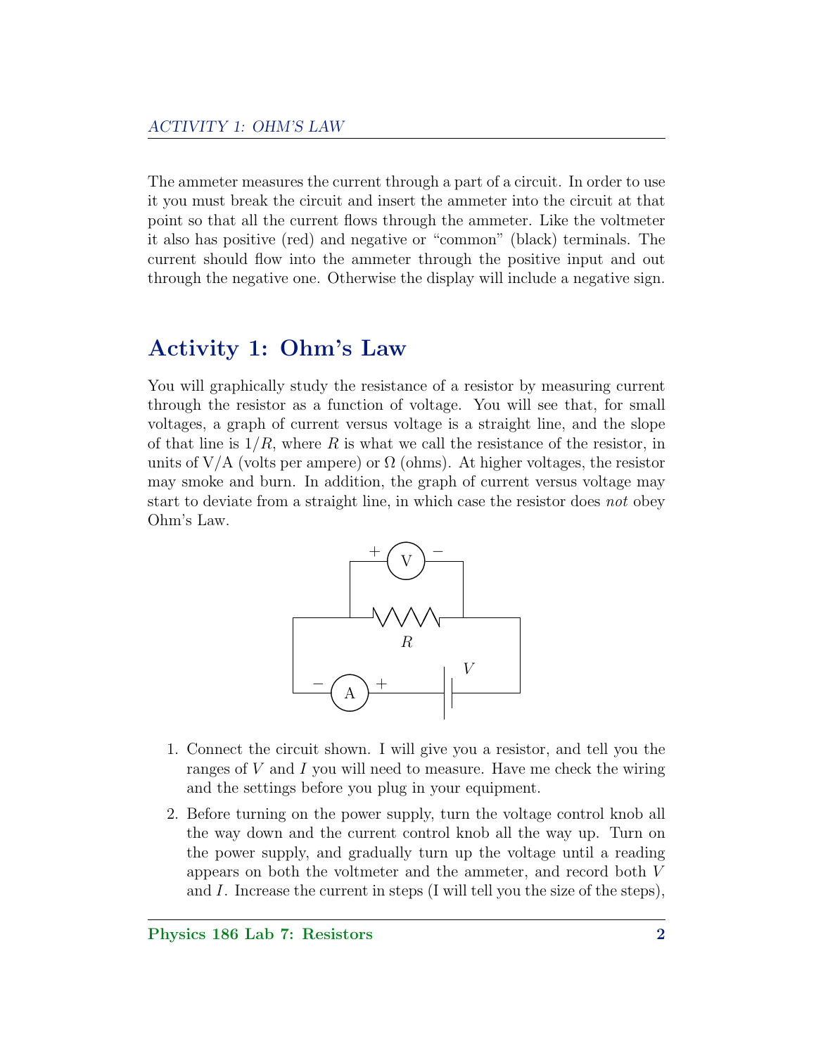The ammeter measures the current through a part of a circuit. In order to use it you must break the circuit and insert the ammeter into the circuit at that point so that all the current flows through the ammeter. Like the voltmeter it also has positive (red) and negative or "common" (black) terminals. The current should flow into the ammeter through the positive input and out through the negative one. Otherwise the display will include a negative sign.

## Activity 1: Ohm's Law

You will graphically study the resistance of a resistor by measuring current through the resistor as a function of voltage. You will see that, for small voltages, a graph of current versus voltage is a straight line, and the slope of that line is $1/R$, where $R$ is what we call the resistance of the resistor, in units of V/A (volts per ampere) or $\Omega$ (ohms). At higher voltages, the resistor may smoke and burn. In addition, the graph of current versus voltage may start to deviate from a straight line, in which case the resistor does *not* obey Ohm's Law.

1. Connect the circuit shown. I will give you a resistor, and tell you the ranges of $V$ and $I$ you will need to measure. Have me check the wiring and the settings before you plug in your equipment.
2. Before turning on the power supply, turn the voltage control knob all the way down and the current control knob all the way up. Turn on the power supply, and gradually turn up the voltage until a reading appears on both the voltmeter and the ammeter, and record both $V$ and $I$. Increase the current in steps (I will tell you the size of the steps),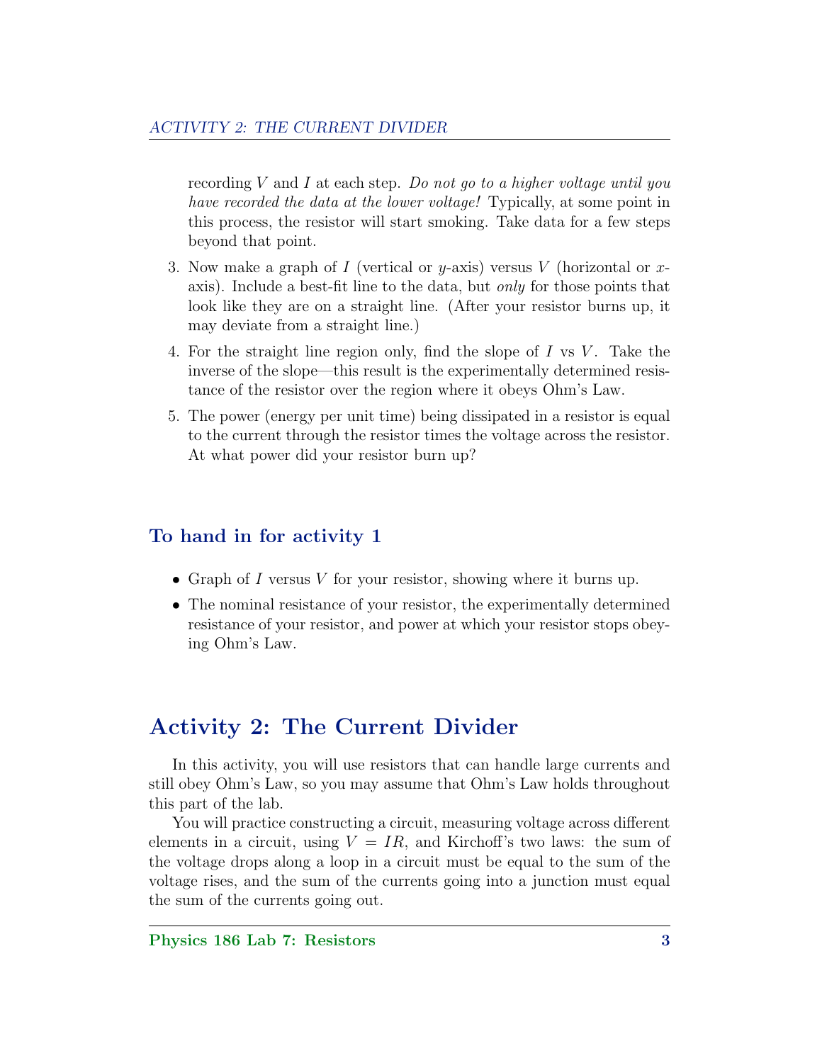recording $V$ and $I$ at each step. *Do not go to a higher voltage until you have recorded the data at the lower voltage!* Typically, at some point in this process, the resistor will start smoking. Take data for a few steps beyond that point.

3. Now make a graph of $I$ (vertical or $y$-axis) versus $V$ (horizontal or $x$-axis). Include a best-fit line to the data, but *only* for those points that look like they are on a straight line. (After your resistor burns up, it may deviate from a straight line.)

4. For the straight line region only, find the slope of $I$ vs $V$. Take the inverse of the slope—this result is the experimentally determined resistance of the resistor over the region where it obeys Ohm's Law.

5. The power (energy per unit time) being dissipated in a resistor is equal to the current through the resistor times the voltage across the resistor. At what power did your resistor burn up?

### To hand in for activity 1

- Graph of $I$ versus $V$ for your resistor, showing where it burns up.
- The nominal resistance of your resistor, the experimentally determined resistance of your resistor, and power at which your resistor stops obeying Ohm's Law.

## Activity 2: The Current Divider

In this activity, you will use resistors that can handle large currents and still obey Ohm's Law, so you may assume that Ohm's Law holds throughout this part of the lab.

You will practice constructing a circuit, measuring voltage across different elements in a circuit, using $V = IR$, and Kirchoff's two laws: the sum of the voltage drops along a loop in a circuit must be equal to the sum of the voltage rises, and the sum of the currents going into a junction must equal the sum of the currents going out.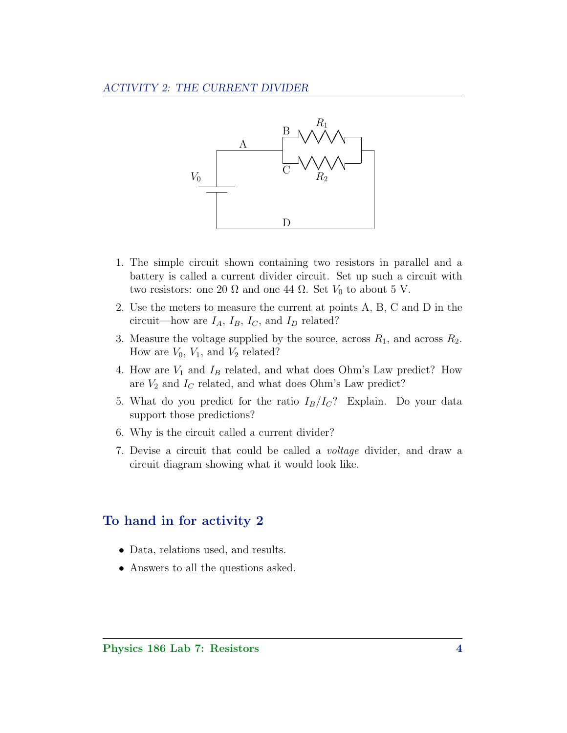## ACTIVITY 2: THE CURRENT DIVIDER

B

$R_1$

A

$V_0$

C

$R_2$

D

1. The simple circuit shown containing two resistors in parallel and a battery is called a current divider circuit. Set up such a circuit with two resistors: one 20 Ω and one 44 Ω. Set $V_0$ to about 5 V.
2. Use the meters to measure the current at points A, B, C and D in the circuit—how are $I_A$, $I_B$, $I_C$, and $I_D$ related?
3. Measure the voltage supplied by the source, across $R_1$, and across $R_2$. How are $V_0$, $V_1$, and $V_2$ related?
4. How are $V_1$ and $I_B$ related, and what does Ohm's Law predict? How are $V_2$ and $I_C$ related, and what does Ohm's Law predict?
5. What do you predict for the ratio $I_B/I_C$? Explain. Do your data support those predictions?
6. Why is the circuit called a current divider?
7. Devise a circuit that could be called a *voltage* divider, and draw a circuit diagram showing what it would look like.

## To hand in for activity 2

- Data, relations used, and results.
- Answers to all the questions asked.